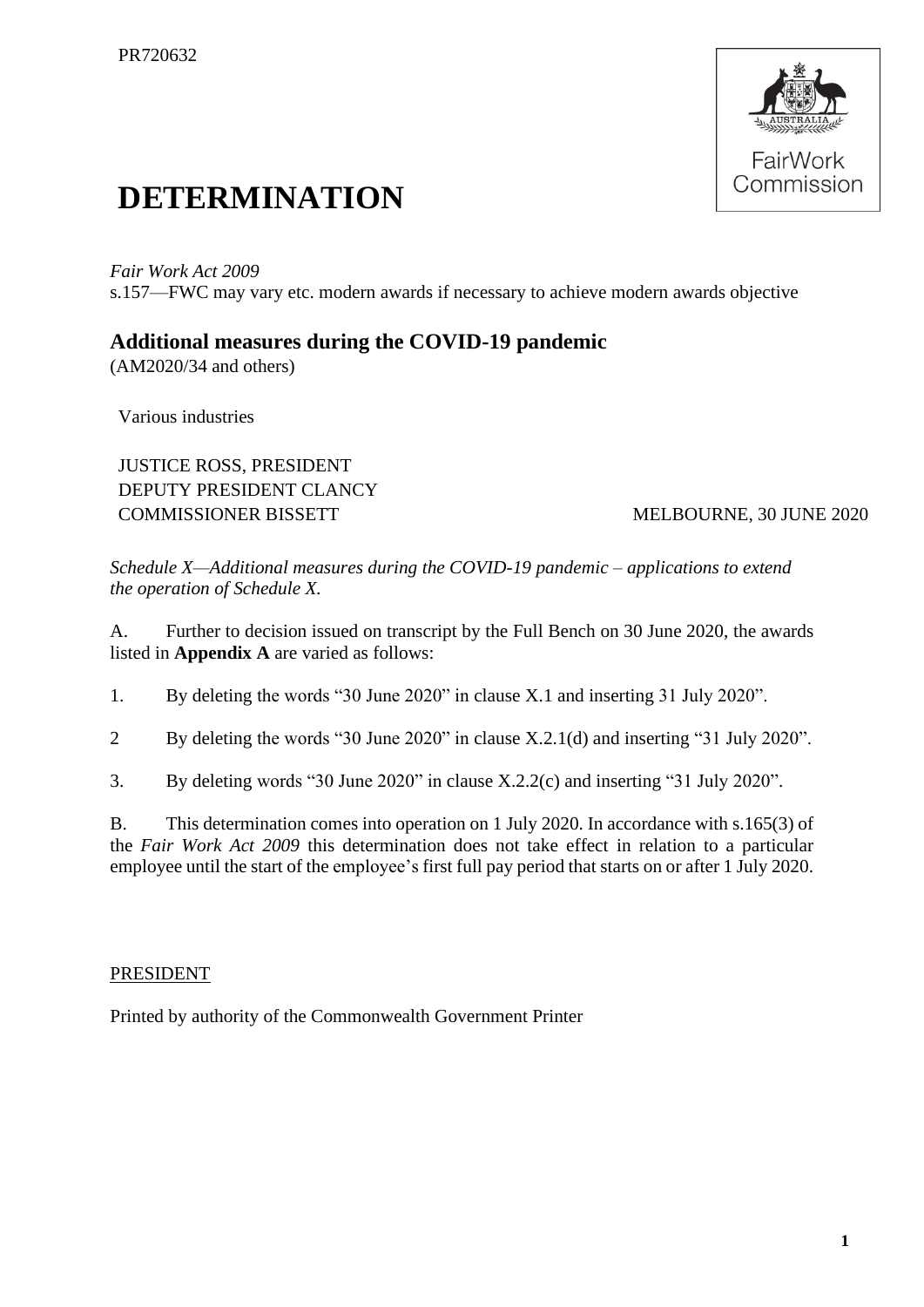PR720632

# DETERMINATION

*Fair Work Act 2009*
s.157—FWC may vary etc. modern awards if necessary to achieve modern awards objective

## Additional measures during the COVID-19 pandemic

(AM2020/34 and others)

Various industries

JUSTICE ROSS, PRESIDENT
DEPUTY PRESIDENT CLANCY
COMMISSIONER BISSETT

MELBOURNE, 30 JUNE 2020

*Schedule X—Additional measures during the COVID-19 pandemic – applications to extend the operation of Schedule X.*

A. Further to decision issued on transcript by the Full Bench on 30 June 2020, the awards listed in **Appendix A** are varied as follows:

1. By deleting the words "30 June 2020" in clause X.1 and inserting 31 July 2020".

2 By deleting the words "30 June 2020" in clause X.2.1(d) and inserting "31 July 2020".

3. By deleting words "30 June 2020" in clause X.2.2(c) and inserting "31 July 2020".

B. This determination comes into operation on 1 July 2020. In accordance with s.165(3) of the *Fair Work Act 2009* this determination does not take effect in relation to a particular employee until the start of the employee's first full pay period that starts on or after 1 July 2020.

PRESIDENT

Printed by authority of the Commonwealth Government Printer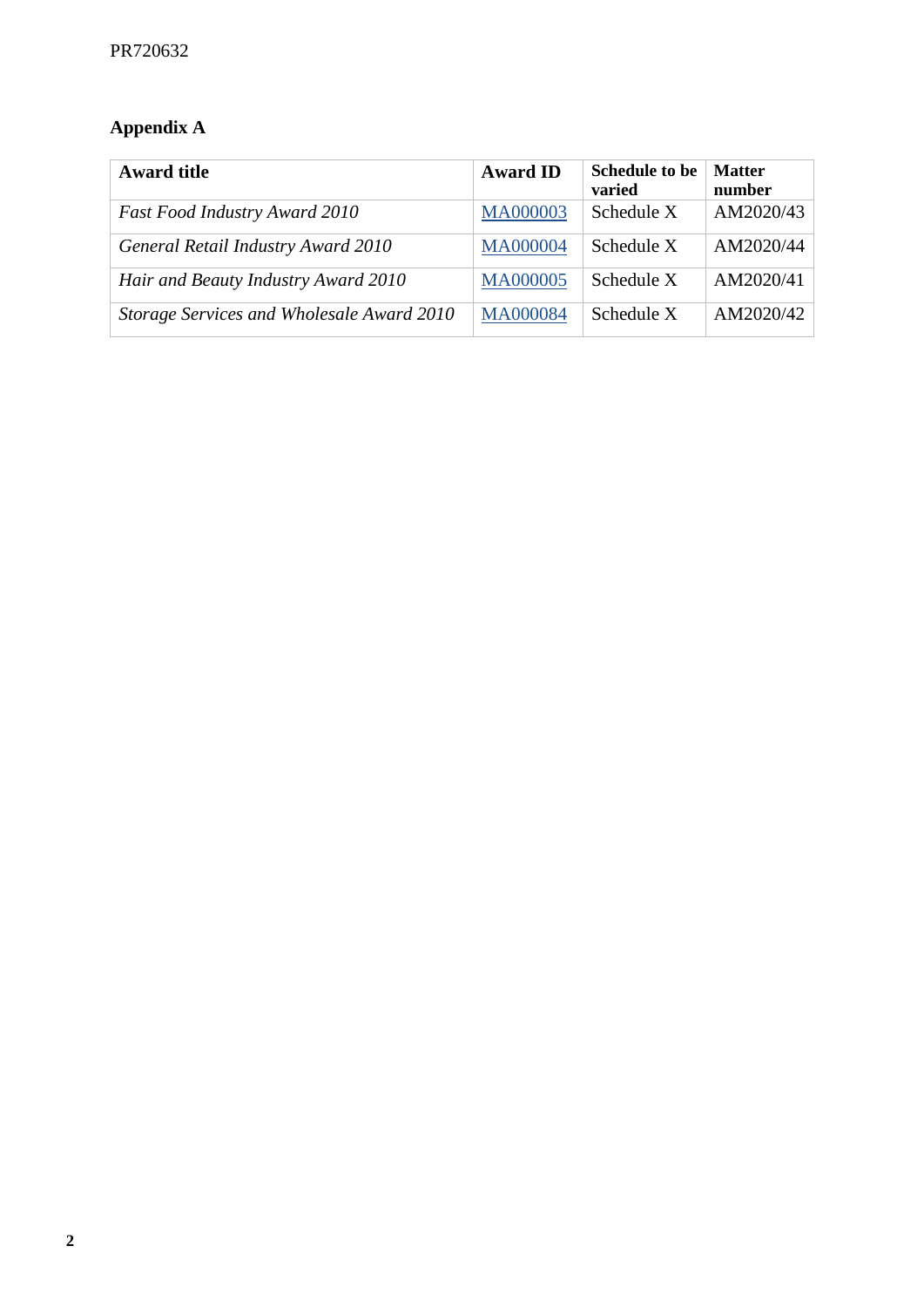## Appendix A

| Award title | Award ID | Schedule to be varied | Matter number |
|---|---|---|---|
| *Fast Food Industry Award 2010* | MA000003 | Schedule X | AM2020/43 |
| *General Retail Industry Award 2010* | MA000004 | Schedule X | AM2020/44 |
| *Hair and Beauty Industry Award 2010* | MA000005 | Schedule X | AM2020/41 |
| *Storage Services and Wholesale Award 2010* | MA000084 | Schedule X | AM2020/42 |